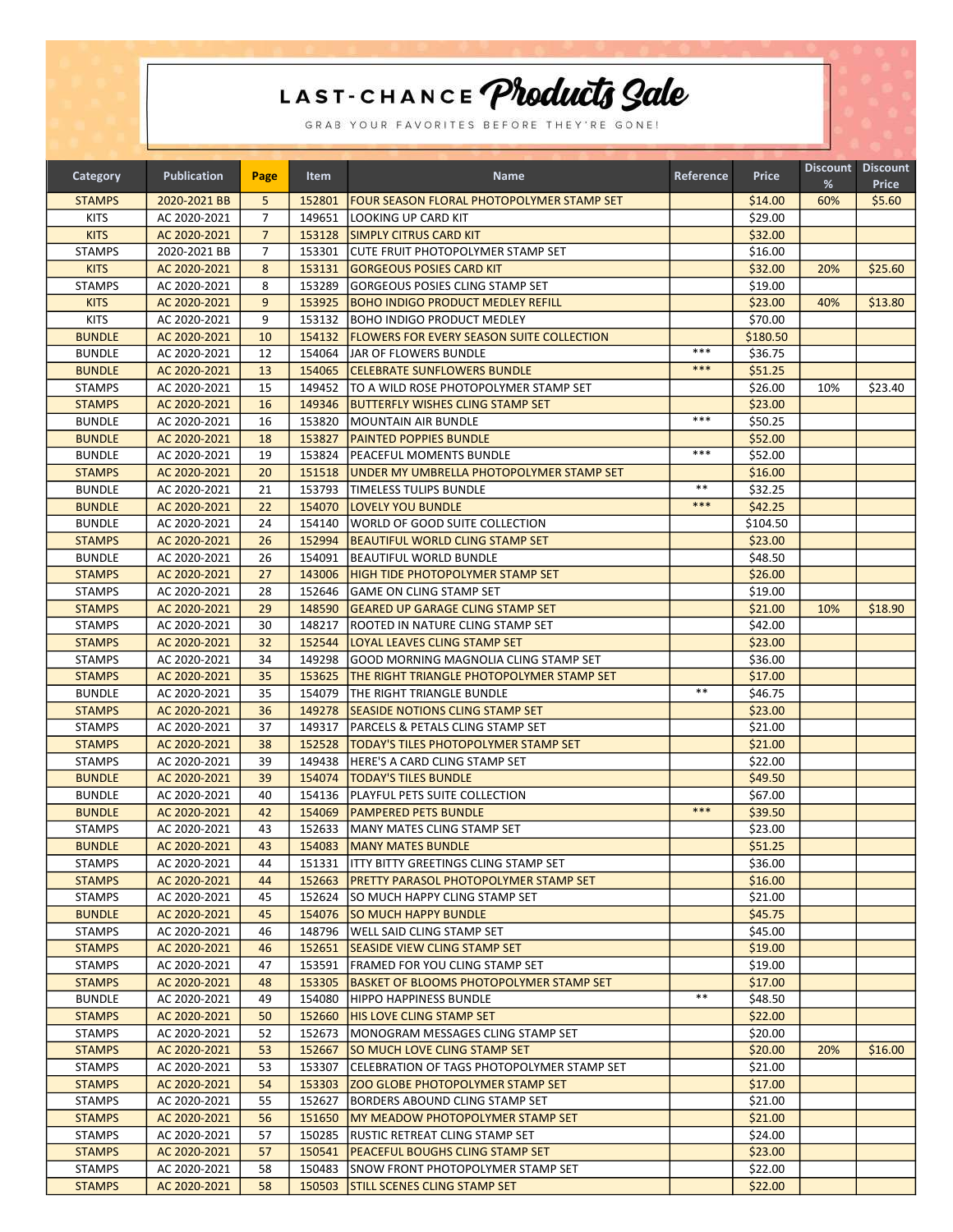# LAST-CHANCE Products Sale

GRAB YOUR FAVORITES BEFORE THEY'RE GONE!

| Category | Publication | Page | Item | Name | Reference | Price | Discount % | Discount Price |
|---|---|---|---|---|---|---|---|---|
| STAMPS | 2020-2021 BB | 5 | 152801 | FOUR SEASON FLORAL PHOTOPOLYMER STAMP SET | | $14.00 | 60% | $5.60 |
| KITS | AC 2020-2021 | 7 | 149651 | LOOKING UP CARD KIT | | $29.00 | | |
| KITS | AC 2020-2021 | 7 | 153128 | SIMPLY CITRUS CARD KIT | | $32.00 | | |
| STAMPS | 2020-2021 BB | 7 | 153301 | CUTE FRUIT PHOTOPOLYMER STAMP SET | | $16.00 | | |
| KITS | AC 2020-2021 | 8 | 153131 | GORGEOUS POSIES CARD KIT | | $32.00 | 20% | $25.60 |
| STAMPS | AC 2020-2021 | 8 | 153289 | GORGEOUS POSIES CLING STAMP SET | | $19.00 | | |
| KITS | AC 2020-2021 | 9 | 153925 | BOHO INDIGO PRODUCT MEDLEY REFILL | | $23.00 | 40% | $13.80 |
| KITS | AC 2020-2021 | 9 | 153132 | BOHO INDIGO PRODUCT MEDLEY | | $70.00 | | |
| BUNDLE | AC 2020-2021 | 10 | 154132 | FLOWERS FOR EVERY SEASON SUITE COLLECTION | | $180.50 | | |
| BUNDLE | AC 2020-2021 | 12 | 154064 | JAR OF FLOWERS BUNDLE | *** | $36.75 | | |
| BUNDLE | AC 2020-2021 | 13 | 154065 | CELEBRATE SUNFLOWERS BUNDLE | *** | $51.25 | | |
| STAMPS | AC 2020-2021 | 15 | 149452 | TO A WILD ROSE PHOTOPOLYMER STAMP SET | | $26.00 | 10% | $23.40 |
| STAMPS | AC 2020-2021 | 16 | 149346 | BUTTERFLY WISHES CLING STAMP SET | | $23.00 | | |
| BUNDLE | AC 2020-2021 | 16 | 153820 | MOUNTAIN AIR BUNDLE | *** | $50.25 | | |
| BUNDLE | AC 2020-2021 | 18 | 153827 | PAINTED POPPIES BUNDLE | | $52.00 | | |
| BUNDLE | AC 2020-2021 | 19 | 153824 | PEACEFUL MOMENTS BUNDLE | *** | $52.00 | | |
| STAMPS | AC 2020-2021 | 20 | 151518 | UNDER MY UMBRELLA PHOTOPOLYMER STAMP SET | | $16.00 | | |
| BUNDLE | AC 2020-2021 | 21 | 153793 | TIMELESS TULIPS BUNDLE | ** | $32.25 | | |
| BUNDLE | AC 2020-2021 | 22 | 154070 | LOVELY YOU BUNDLE | *** | $42.25 | | |
| BUNDLE | AC 2020-2021 | 24 | 154140 | WORLD OF GOOD SUITE COLLECTION | | $104.50 | | |
| STAMPS | AC 2020-2021 | 26 | 152994 | BEAUTIFUL WORLD CLING STAMP SET | | $23.00 | | |
| BUNDLE | AC 2020-2021 | 26 | 154091 | BEAUTIFUL WORLD BUNDLE | | $48.50 | | |
| STAMPS | AC 2020-2021 | 27 | 143006 | HIGH TIDE PHOTOPOLYMER STAMP SET | | $26.00 | | |
| STAMPS | AC 2020-2021 | 28 | 152646 | GAME ON CLING STAMP SET | | $19.00 | | |
| STAMPS | AC 2020-2021 | 29 | 148590 | GEARED UP GARAGE CLING STAMP SET | | $21.00 | 10% | $18.90 |
| STAMPS | AC 2020-2021 | 30 | 148217 | ROOTED IN NATURE CLING STAMP SET | | $42.00 | | |
| STAMPS | AC 2020-2021 | 32 | 152544 | LOYAL LEAVES CLING STAMP SET | | $23.00 | | |
| STAMPS | AC 2020-2021 | 34 | 149298 | GOOD MORNING MAGNOLIA CLING STAMP SET | | $36.00 | | |
| STAMPS | AC 2020-2021 | 35 | 153625 | THE RIGHT TRIANGLE PHOTOPOLYMER STAMP SET | | $17.00 | | |
| BUNDLE | AC 2020-2021 | 35 | 154079 | THE RIGHT TRIANGLE BUNDLE | ** | $46.75 | | |
| STAMPS | AC 2020-2021 | 36 | 149278 | SEASIDE NOTIONS CLING STAMP SET | | $23.00 | | |
| STAMPS | AC 2020-2021 | 37 | 149317 | PARCELS & PETALS CLING STAMP SET | | $21.00 | | |
| STAMPS | AC 2020-2021 | 38 | 152528 | TODAY'S TILES PHOTOPOLYMER STAMP SET | | $21.00 | | |
| STAMPS | AC 2020-2021 | 39 | 149438 | HERE'S A CARD CLING STAMP SET | | $22.00 | | |
| BUNDLE | AC 2020-2021 | 39 | 154074 | TODAY'S TILES BUNDLE | | $49.50 | | |
| BUNDLE | AC 2020-2021 | 40 | 154136 | PLAYFUL PETS SUITE COLLECTION | | $67.00 | | |
| BUNDLE | AC 2020-2021 | 42 | 154069 | PAMPERED PETS BUNDLE | *** | $39.50 | | |
| STAMPS | AC 2020-2021 | 43 | 152633 | MANY MATES CLING STAMP SET | | $23.00 | | |
| BUNDLE | AC 2020-2021 | 43 | 154083 | MANY MATES BUNDLE | | $51.25 | | |
| STAMPS | AC 2020-2021 | 44 | 151331 | ITTY BITTY GREETINGS CLING STAMP SET | | $36.00 | | |
| STAMPS | AC 2020-2021 | 44 | 152663 | PRETTY PARASOL PHOTOPOLYMER STAMP SET | | $16.00 | | |
| STAMPS | AC 2020-2021 | 45 | 152624 | SO MUCH HAPPY CLING STAMP SET | | $21.00 | | |
| BUNDLE | AC 2020-2021 | 45 | 154076 | SO MUCH HAPPY BUNDLE | | $45.75 | | |
| STAMPS | AC 2020-2021 | 46 | 148796 | WELL SAID CLING STAMP SET | | $45.00 | | |
| STAMPS | AC 2020-2021 | 46 | 152651 | SEASIDE VIEW CLING STAMP SET | | $19.00 | | |
| STAMPS | AC 2020-2021 | 47 | 153591 | FRAMED FOR YOU CLING STAMP SET | | $19.00 | | |
| STAMPS | AC 2020-2021 | 48 | 153305 | BASKET OF BLOOMS PHOTOPOLYMER STAMP SET | | $17.00 | | |
| BUNDLE | AC 2020-2021 | 49 | 154080 | HIPPO HAPPINESS BUNDLE | ** | $48.50 | | |
| STAMPS | AC 2020-2021 | 50 | 152660 | HIS LOVE CLING STAMP SET | | $22.00 | | |
| STAMPS | AC 2020-2021 | 52 | 152673 | MONOGRAM MESSAGES CLING STAMP SET | | $20.00 | | |
| STAMPS | AC 2020-2021 | 53 | 152667 | SO MUCH LOVE CLING STAMP SET | | $20.00 | 20% | $16.00 |
| STAMPS | AC 2020-2021 | 53 | 153307 | CELEBRATION OF TAGS PHOTOPOLYMER STAMP SET | | $21.00 | | |
| STAMPS | AC 2020-2021 | 54 | 153303 | ZOO GLOBE PHOTOPOLYMER STAMP SET | | $17.00 | | |
| STAMPS | AC 2020-2021 | 55 | 152627 | BORDERS ABOUND CLING STAMP SET | | $21.00 | | |
| STAMPS | AC 2020-2021 | 56 | 151650 | MY MEADOW PHOTOPOLYMER STAMP SET | | $21.00 | | |
| STAMPS | AC 2020-2021 | 57 | 150285 | RUSTIC RETREAT CLING STAMP SET | | $24.00 | | |
| STAMPS | AC 2020-2021 | 57 | 150541 | PEACEFUL BOUGHS CLING STAMP SET | | $23.00 | | |
| STAMPS | AC 2020-2021 | 58 | 150483 | SNOW FRONT PHOTOPOLYMER STAMP SET | | $22.00 | | |
| STAMPS | AC 2020-2021 | 58 | 150503 | STILL SCENES CLING STAMP SET | | $22.00 | | |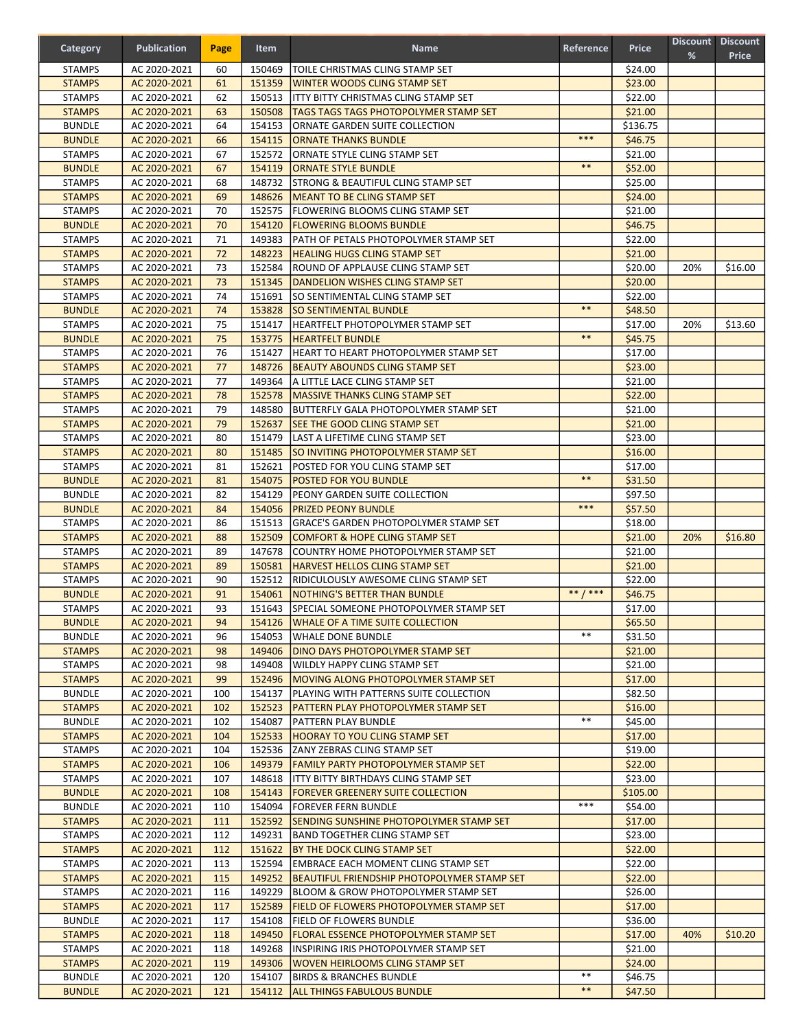| Category | Publication | Page | Item | Name | Reference | Price | Discount % | Discount Price |
|---|---|---|---|---|---|---|---|---|
| STAMPS | AC 2020-2021 | 60 | 150469 | TOILE CHRISTMAS CLING STAMP SET | | $24.00 | | |
| STAMPS | AC 2020-2021 | 61 | 151359 | WINTER WOODS CLING STAMP SET | | $23.00 | | |
| STAMPS | AC 2020-2021 | 62 | 150513 | ITTY BITTY CHRISTMAS CLING STAMP SET | | $22.00 | | |
| STAMPS | AC 2020-2021 | 63 | 150508 | TAGS TAGS TAGS PHOTOPOLYMER STAMP SET | | $21.00 | | |
| BUNDLE | AC 2020-2021 | 64 | 154153 | ORNATE GARDEN SUITE COLLECTION | | $136.75 | | |
| BUNDLE | AC 2020-2021 | 66 | 154115 | ORNATE THANKS BUNDLE | *** | $46.75 | | |
| STAMPS | AC 2020-2021 | 67 | 152572 | ORNATE STYLE CLING STAMP SET | | $21.00 | | |
| BUNDLE | AC 2020-2021 | 67 | 154119 | ORNATE STYLE BUNDLE | ** | $52.00 | | |
| STAMPS | AC 2020-2021 | 68 | 148732 | STRONG & BEAUTIFUL CLING STAMP SET | | $25.00 | | |
| STAMPS | AC 2020-2021 | 69 | 148626 | MEANT TO BE CLING STAMP SET | | $24.00 | | |
| STAMPS | AC 2020-2021 | 70 | 152575 | FLOWERING BLOOMS CLING STAMP SET | | $21.00 | | |
| BUNDLE | AC 2020-2021 | 70 | 154120 | FLOWERING BLOOMS BUNDLE | | $46.75 | | |
| STAMPS | AC 2020-2021 | 71 | 149383 | PATH OF PETALS PHOTOPOLYMER STAMP SET | | $22.00 | | |
| STAMPS | AC 2020-2021 | 72 | 148223 | HEALING HUGS CLING STAMP SET | | $21.00 | | |
| STAMPS | AC 2020-2021 | 73 | 152584 | ROUND OF APPLAUSE CLING STAMP SET | | $20.00 | 20% | $16.00 |
| STAMPS | AC 2020-2021 | 73 | 151345 | DANDELION WISHES CLING STAMP SET | | $20.00 | | |
| STAMPS | AC 2020-2021 | 74 | 151691 | SO SENTIMENTAL CLING STAMP SET | | $22.00 | | |
| BUNDLE | AC 2020-2021 | 74 | 153828 | SO SENTIMENTAL BUNDLE | ** | $48.50 | | |
| STAMPS | AC 2020-2021 | 75 | 151417 | HEARTFELT PHOTOPOLYMER STAMP SET | | $17.00 | 20% | $13.60 |
| BUNDLE | AC 2020-2021 | 75 | 153775 | HEARTFELT BUNDLE | ** | $45.75 | | |
| STAMPS | AC 2020-2021 | 76 | 151427 | HEART TO HEART PHOTOPOLYMER STAMP SET | | $17.00 | | |
| STAMPS | AC 2020-2021 | 77 | 148726 | BEAUTY ABOUNDS CLING STAMP SET | | $23.00 | | |
| STAMPS | AC 2020-2021 | 77 | 149364 | A LITTLE LACE CLING STAMP SET | | $21.00 | | |
| STAMPS | AC 2020-2021 | 78 | 152578 | MASSIVE THANKS CLING STAMP SET | | $22.00 | | |
| STAMPS | AC 2020-2021 | 79 | 148580 | BUTTERFLY GALA PHOTOPOLYMER STAMP SET | | $21.00 | | |
| STAMPS | AC 2020-2021 | 79 | 152637 | SEE THE GOOD CLING STAMP SET | | $21.00 | | |
| STAMPS | AC 2020-2021 | 80 | 151479 | LAST A LIFETIME CLING STAMP SET | | $23.00 | | |
| STAMPS | AC 2020-2021 | 80 | 151485 | SO INVITING PHOTOPOLYMER STAMP SET | | $16.00 | | |
| STAMPS | AC 2020-2021 | 81 | 152621 | POSTED FOR YOU CLING STAMP SET | | $17.00 | | |
| BUNDLE | AC 2020-2021 | 81 | 154075 | POSTED FOR YOU BUNDLE | ** | $31.50 | | |
| BUNDLE | AC 2020-2021 | 82 | 154129 | PEONY GARDEN SUITE COLLECTION | | $97.50 | | |
| BUNDLE | AC 2020-2021 | 84 | 154056 | PRIZED PEONY BUNDLE | *** | $57.50 | | |
| STAMPS | AC 2020-2021 | 86 | 151513 | GRACE'S GARDEN PHOTOPOLYMER STAMP SET | | $18.00 | | |
| STAMPS | AC 2020-2021 | 88 | 152509 | COMFORT & HOPE CLING STAMP SET | | $21.00 | 20% | $16.80 |
| STAMPS | AC 2020-2021 | 89 | 147678 | COUNTRY HOME PHOTOPOLYMER STAMP SET | | $21.00 | | |
| STAMPS | AC 2020-2021 | 89 | 150581 | HARVEST HELLOS CLING STAMP SET | | $21.00 | | |
| STAMPS | AC 2020-2021 | 90 | 152512 | RIDICULOUSLY AWESOME CLING STAMP SET | | $22.00 | | |
| BUNDLE | AC 2020-2021 | 91 | 154061 | NOTHING'S BETTER THAN BUNDLE | ** / *** | $46.75 | | |
| STAMPS | AC 2020-2021 | 93 | 151643 | SPECIAL SOMEONE PHOTOPOLYMER STAMP SET | | $17.00 | | |
| BUNDLE | AC 2020-2021 | 94 | 154126 | WHALE OF A TIME SUITE COLLECTION | | $65.50 | | |
| BUNDLE | AC 2020-2021 | 96 | 154053 | WHALE DONE BUNDLE | ** | $31.50 | | |
| STAMPS | AC 2020-2021 | 98 | 149406 | DINO DAYS PHOTOPOLYMER STAMP SET | | $21.00 | | |
| STAMPS | AC 2020-2021 | 98 | 149408 | WILDLY HAPPY CLING STAMP SET | | $21.00 | | |
| STAMPS | AC 2020-2021 | 99 | 152496 | MOVING ALONG PHOTOPOLYMER STAMP SET | | $17.00 | | |
| BUNDLE | AC 2020-2021 | 100 | 154137 | PLAYING WITH PATTERNS SUITE COLLECTION | | $82.50 | | |
| STAMPS | AC 2020-2021 | 102 | 152523 | PATTERN PLAY PHOTOPOLYMER STAMP SET | | $16.00 | | |
| BUNDLE | AC 2020-2021 | 102 | 154087 | PATTERN PLAY BUNDLE | ** | $45.00 | | |
| STAMPS | AC 2020-2021 | 104 | 152533 | HOORAY TO YOU CLING STAMP SET | | $17.00 | | |
| STAMPS | AC 2020-2021 | 104 | 152536 | ZANY ZEBRAS CLING STAMP SET | | $19.00 | | |
| STAMPS | AC 2020-2021 | 106 | 149379 | FAMILY PARTY PHOTOPOLYMER STAMP SET | | $22.00 | | |
| STAMPS | AC 2020-2021 | 107 | 148618 | ITTY BITTY BIRTHDAYS CLING STAMP SET | | $23.00 | | |
| BUNDLE | AC 2020-2021 | 108 | 154143 | FOREVER GREENERY SUITE COLLECTION | | $105.00 | | |
| BUNDLE | AC 2020-2021 | 110 | 154094 | FOREVER FERN BUNDLE | *** | $54.00 | | |
| STAMPS | AC 2020-2021 | 111 | 152592 | SENDING SUNSHINE PHOTOPOLYMER STAMP SET | | $17.00 | | |
| STAMPS | AC 2020-2021 | 112 | 149231 | BAND TOGETHER CLING STAMP SET | | $23.00 | | |
| STAMPS | AC 2020-2021 | 112 | 151622 | BY THE DOCK CLING STAMP SET | | $22.00 | | |
| STAMPS | AC 2020-2021 | 113 | 152594 | EMBRACE EACH MOMENT CLING STAMP SET | | $22.00 | | |
| STAMPS | AC 2020-2021 | 115 | 149252 | BEAUTIFUL FRIENDSHIP PHOTOPOLYMER STAMP SET | | $22.00 | | |
| STAMPS | AC 2020-2021 | 116 | 149229 | BLOOM & GROW PHOTOPOLYMER STAMP SET | | $26.00 | | |
| STAMPS | AC 2020-2021 | 117 | 152589 | FIELD OF FLOWERS PHOTOPOLYMER STAMP SET | | $17.00 | | |
| BUNDLE | AC 2020-2021 | 117 | 154108 | FIELD OF FLOWERS BUNDLE | | $36.00 | | |
| STAMPS | AC 2020-2021 | 118 | 149450 | FLORAL ESSENCE PHOTOPOLYMER STAMP SET | | $17.00 | 40% | $10.20 |
| STAMPS | AC 2020-2021 | 118 | 149268 | INSPIRING IRIS PHOTOPOLYMER STAMP SET | | $21.00 | | |
| STAMPS | AC 2020-2021 | 119 | 149306 | WOVEN HEIRLOOMS CLING STAMP SET | | $24.00 | | |
| BUNDLE | AC 2020-2021 | 120 | 154107 | BIRDS & BRANCHES BUNDLE | ** | $46.75 | | |
| BUNDLE | AC 2020-2021 | 121 | 154112 | ALL THINGS FABULOUS BUNDLE | ** | $47.50 | | |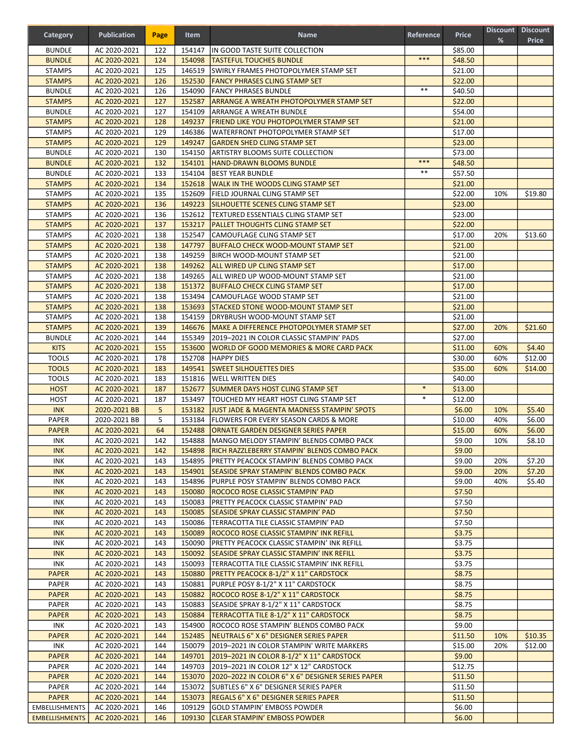| Category | Publication | Page | Item | Name | Reference | Price | Discount % | Discount Price |
|---|---|---|---|---|---|---|---|---|
| BUNDLE | AC 2020-2021 | 122 | 154147 | IN GOOD TASTE SUITE COLLECTION | | $85.00 | | |
| BUNDLE | AC 2020-2021 | 124 | 154098 | TASTEFUL TOUCHES BUNDLE | *** | $48.50 | | |
| STAMPS | AC 2020-2021 | 125 | 146519 | SWIRLY FRAMES PHOTOPOLYMER STAMP SET | | $21.00 | | |
| STAMPS | AC 2020-2021 | 126 | 152530 | FANCY PHRASES CLING STAMP SET | | $22.00 | | |
| BUNDLE | AC 2020-2021 | 126 | 154090 | FANCY PHRASES BUNDLE | ** | $40.50 | | |
| STAMPS | AC 2020-2021 | 127 | 152587 | ARRANGE A WREATH PHOTOPOLYMER STAMP SET | | $22.00 | | |
| BUNDLE | AC 2020-2021 | 127 | 154109 | ARRANGE A WREATH BUNDLE | | $54.00 | | |
| STAMPS | AC 2020-2021 | 128 | 149237 | FRIEND LIKE YOU PHOTOPOLYMER STAMP SET | | $21.00 | | |
| STAMPS | AC 2020-2021 | 129 | 146386 | WATERFRONT PHOTOPOLYMER STAMP SET | | $17.00 | | |
| STAMPS | AC 2020-2021 | 129 | 149247 | GARDEN SHED CLING STAMP SET | | $23.00 | | |
| BUNDLE | AC 2020-2021 | 130 | 154150 | ARTISTRY BLOOMS SUITE COLLECTION | | $73.00 | | |
| BUNDLE | AC 2020-2021 | 132 | 154101 | HAND-DRAWN BLOOMS BUNDLE | *** | $48.50 | | |
| BUNDLE | AC 2020-2021 | 133 | 154104 | BEST YEAR BUNDLE | ** | $57.50 | | |
| STAMPS | AC 2020-2021 | 134 | 152618 | WALK IN THE WOODS CLING STAMP SET | | $21.00 | | |
| STAMPS | AC 2020-2021 | 135 | 152609 | FIELD JOURNAL CLING STAMP SET | | $22.00 | 10% | $19.80 |
| STAMPS | AC 2020-2021 | 136 | 149223 | SILHOUETTE SCENES CLING STAMP SET | | $23.00 | | |
| STAMPS | AC 2020-2021 | 136 | 152612 | TEXTURED ESSENTIALS CLING STAMP SET | | $23.00 | | |
| STAMPS | AC 2020-2021 | 137 | 153217 | PALLET THOUGHTS CLING STAMP SET | | $22.00 | | |
| STAMPS | AC 2020-2021 | 138 | 152547 | CAMOUFLAGE CLING STAMP SET | | $17.00 | 20% | $13.60 |
| STAMPS | AC 2020-2021 | 138 | 147797 | BUFFALO CHECK WOOD-MOUNT STAMP SET | | $21.00 | | |
| STAMPS | AC 2020-2021 | 138 | 149259 | BIRCH WOOD-MOUNT STAMP SET | | $21.00 | | |
| STAMPS | AC 2020-2021 | 138 | 149262 | ALL WIRED UP CLING STAMP SET | | $17.00 | | |
| STAMPS | AC 2020-2021 | 138 | 149265 | ALL WIRED UP WOOD-MOUNT STAMP SET | | $21.00 | | |
| STAMPS | AC 2020-2021 | 138 | 151372 | BUFFALO CHECK CLING STAMP SET | | $17.00 | | |
| STAMPS | AC 2020-2021 | 138 | 153494 | CAMOUFLAGE WOOD STAMP SET | | $21.00 | | |
| STAMPS | AC 2020-2021 | 138 | 153693 | STACKED STONE WOOD-MOUNT STAMP SET | | $21.00 | | |
| STAMPS | AC 2020-2021 | 138 | 154159 | DRYBRUSH WOOD-MOUNT STAMP SET | | $21.00 | | |
| STAMPS | AC 2020-2021 | 139 | 146676 | MAKE A DIFFERENCE PHOTOPOLYMER STAMP SET | | $27.00 | 20% | $21.60 |
| BUNDLE | AC 2020-2021 | 144 | 155349 | 2019–2021 IN COLOR CLASSIC STAMPIN' PADS | | $27.00 | | |
| KITS | AC 2020-2021 | 155 | 153600 | WORLD OF GOOD MEMORIES & MORE CARD PACK | | $11.00 | 60% | $4.40 |
| TOOLS | AC 2020-2021 | 178 | 152708 | HAPPY DIES | | $30.00 | 60% | $12.00 |
| TOOLS | AC 2020-2021 | 183 | 149541 | SWEET SILHOUETTES DIES | | $35.00 | 60% | $14.00 |
| TOOLS | AC 2020-2021 | 183 | 151816 | WELL WRITTEN DIES | | $40.00 | | |
| HOST | AC 2020-2021 | 187 | 152677 | SUMMER DAYS HOST CLING STAMP SET | * | $13.00 | | |
| HOST | AC 2020-2021 | 187 | 153497 | TOUCHED MY HEART HOST CLING STAMP SET | * | $12.00 | | |
| INK | 2020-2021 BB | 5 | 153182 | JUST JADE & MAGENTA MADNESS STAMPIN' SPOTS | | $6.00 | 10% | $5.40 |
| PAPER | 2020-2021 BB | 5 | 153184 | FLOWERS FOR EVERY SEASON CARDS & MORE | | $10.00 | 40% | $6.00 |
| PAPER | AC 2020-2021 | 64 | 152488 | ORNATE GARDEN DESIGNER SERIES PAPER | | $15.00 | 60% | $6.00 |
| INK | AC 2020-2021 | 142 | 154888 | MANGO MELODY STAMPIN' BLENDS COMBO PACK | | $9.00 | 10% | $8.10 |
| INK | AC 2020-2021 | 142 | 154898 | RICH RAZZLEBERRY STAMPIN' BLENDS COMBO PACK | | $9.00 | | |
| INK | AC 2020-2021 | 143 | 154895 | PRETTY PEACOCK STAMPIN' BLENDS COMBO PACK | | $9.00 | 20% | $7.20 |
| INK | AC 2020-2021 | 143 | 154901 | SEASIDE SPRAY STAMPIN' BLENDS COMBO PACK | | $9.00 | 20% | $7.20 |
| INK | AC 2020-2021 | 143 | 154896 | PURPLE POSY STAMPIN' BLENDS COMBO PACK | | $9.00 | 40% | $5.40 |
| INK | AC 2020-2021 | 143 | 150080 | ROCOCO ROSE CLASSIC STAMPIN' PAD | | $7.50 | | |
| INK | AC 2020-2021 | 143 | 150083 | PRETTY PEACOCK CLASSIC STAMPIN' PAD | | $7.50 | | |
| INK | AC 2020-2021 | 143 | 150085 | SEASIDE SPRAY CLASSIC STAMPIN' PAD | | $7.50 | | |
| INK | AC 2020-2021 | 143 | 150086 | TERRACOTTA TILE CLASSIC STAMPIN' PAD | | $7.50 | | |
| INK | AC 2020-2021 | 143 | 150089 | ROCOCO ROSE CLASSIC STAMPIN' INK REFILL | | $3.75 | | |
| INK | AC 2020-2021 | 143 | 150090 | PRETTY PEACOCK CLASSIC STAMPIN' INK REFILL | | $3.75 | | |
| INK | AC 2020-2021 | 143 | 150092 | SEASIDE SPRAY CLASSIC STAMPIN' INK REFILL | | $3.75 | | |
| INK | AC 2020-2021 | 143 | 150093 | TERRACOTTA TILE CLASSIC STAMPIN' INK REFILL | | $3.75 | | |
| PAPER | AC 2020-2021 | 143 | 150880 | PRETTY PEACOCK 8-1/2" X 11" CARDSTOCK | | $8.75 | | |
| PAPER | AC 2020-2021 | 143 | 150881 | PURPLE POSY 8-1/2" X 11" CARDSTOCK | | $8.75 | | |
| PAPER | AC 2020-2021 | 143 | 150882 | ROCOCO ROSE 8-1/2" X 11" CARDSTOCK | | $8.75 | | |
| PAPER | AC 2020-2021 | 143 | 150883 | SEASIDE SPRAY 8-1/2" X 11" CARDSTOCK | | $8.75 | | |
| PAPER | AC 2020-2021 | 143 | 150884 | TERRACOTTA TILE 8-1/2" X 11" CARDSTOCK | | $8.75 | | |
| INK | AC 2020-2021 | 143 | 154900 | ROCOCO ROSE STAMPIN' BLENDS COMBO PACK | | $9.00 | | |
| PAPER | AC 2020-2021 | 144 | 152485 | NEUTRALS 6" X 6" DESIGNER SERIES PAPER | | $11.50 | 10% | $10.35 |
| INK | AC 2020-2021 | 144 | 150079 | 2019–2021 IN COLOR STAMPIN' WRITE MARKERS | | $15.00 | 20% | $12.00 |
| PAPER | AC 2020-2021 | 144 | 149701 | 2019–2021 IN COLOR 8-1/2" X 11" CARDSTOCK | | $9.00 | | |
| PAPER | AC 2020-2021 | 144 | 149703 | 2019–2021 IN COLOR 12" X 12" CARDSTOCK | | $12.75 | | |
| PAPER | AC 2020-2021 | 144 | 153070 | 2020–2022 IN COLOR 6" X 6" DESIGNER SERIES PAPER | | $11.50 | | |
| PAPER | AC 2020-2021 | 144 | 153072 | SUBTLES 6" X 6" DESIGNER SERIES PAPER | | $11.50 | | |
| PAPER | AC 2020-2021 | 144 | 153073 | REGALS 6" X 6" DESIGNER SERIES PAPER | | $11.50 | | |
| EMBELLISHMENTS | AC 2020-2021 | 146 | 109129 | GOLD STAMPIN' EMBOSS POWDER | | $6.00 | | |
| EMBELLISHMENTS | AC 2020-2021 | 146 | 109130 | CLEAR STAMPIN' EMBOSS POWDER | | $6.00 | | |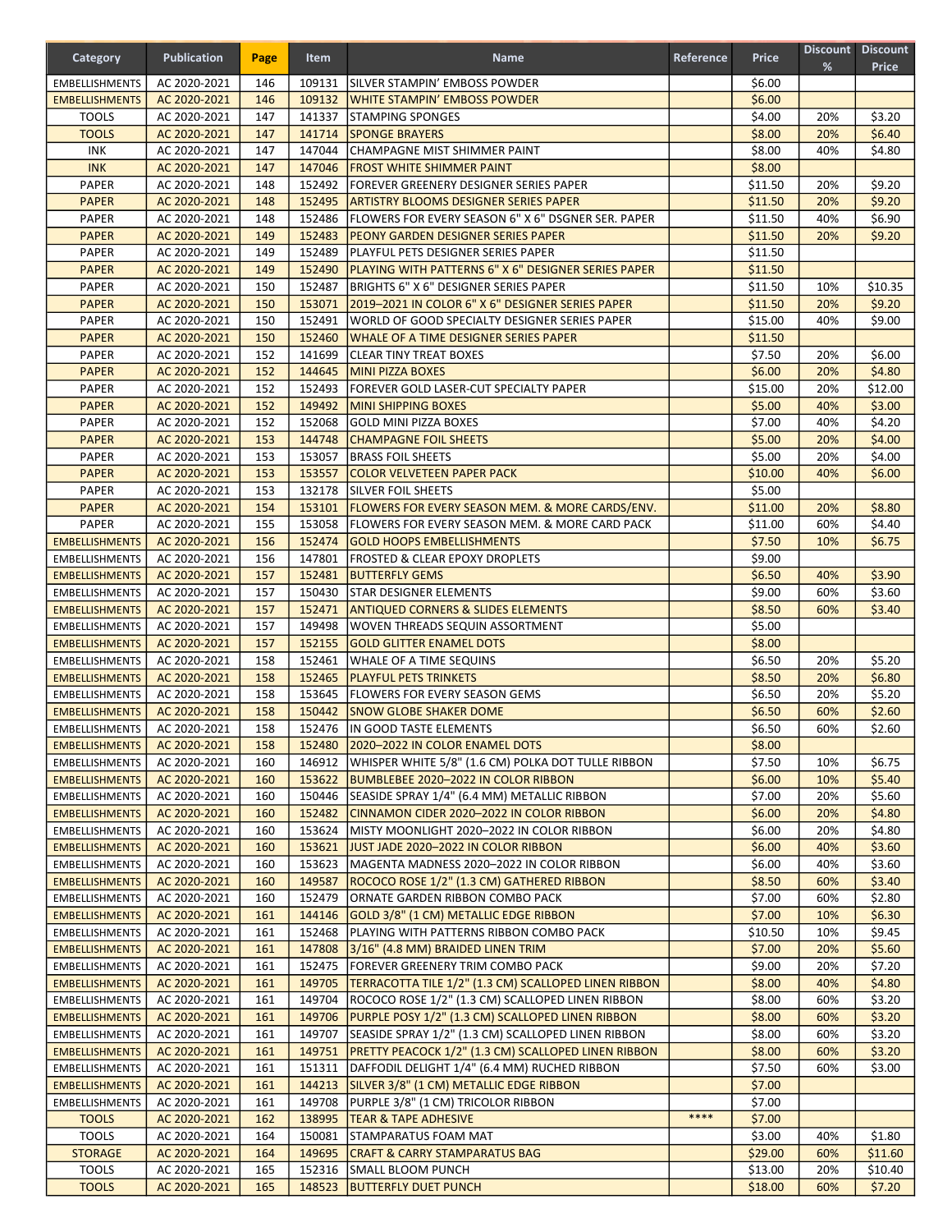| Category | Publication | Page | Item | Name | Reference | Price | Discount % | Discount Price |
|---|---|---|---|---|---|---|---|---|
| EMBELLISHMENTS | AC 2020-2021 | 146 | 109131 | SILVER STAMPIN' EMBOSS POWDER | | $6.00 | | |
| EMBELLISHMENTS | AC 2020-2021 | 146 | 109132 | WHITE STAMPIN' EMBOSS POWDER | | $6.00 | | |
| TOOLS | AC 2020-2021 | 147 | 141337 | STAMPING SPONGES | | $4.00 | 20% | $3.20 |
| TOOLS | AC 2020-2021 | 147 | 141714 | SPONGE BRAYERS | | $8.00 | 20% | $6.40 |
| INK | AC 2020-2021 | 147 | 147044 | CHAMPAGNE MIST SHIMMER PAINT | | $8.00 | 40% | $4.80 |
| INK | AC 2020-2021 | 147 | 147046 | FROST WHITE SHIMMER PAINT | | $8.00 | | |
| PAPER | AC 2020-2021 | 148 | 152492 | FOREVER GREENERY DESIGNER SERIES PAPER | | $11.50 | 20% | $9.20 |
| PAPER | AC 2020-2021 | 148 | 152495 | ARTISTRY BLOOMS DESIGNER SERIES PAPER | | $11.50 | 20% | $9.20 |
| PAPER | AC 2020-2021 | 148 | 152486 | FLOWERS FOR EVERY SEASON 6" X 6" DSGNER SER. PAPER | | $11.50 | 40% | $6.90 |
| PAPER | AC 2020-2021 | 149 | 152483 | PEONY GARDEN DESIGNER SERIES PAPER | | $11.50 | 20% | $9.20 |
| PAPER | AC 2020-2021 | 149 | 152489 | PLAYFUL PETS DESIGNER SERIES PAPER | | $11.50 | | |
| PAPER | AC 2020-2021 | 149 | 152490 | PLAYING WITH PATTERNS 6" X 6" DESIGNER SERIES PAPER | | $11.50 | | |
| PAPER | AC 2020-2021 | 150 | 152487 | BRIGHTS 6" X 6" DESIGNER SERIES PAPER | | $11.50 | 10% | $10.35 |
| PAPER | AC 2020-2021 | 150 | 153071 | 2019–2021 IN COLOR 6" X 6" DESIGNER SERIES PAPER | | $11.50 | 20% | $9.20 |
| PAPER | AC 2020-2021 | 150 | 152491 | WORLD OF GOOD SPECIALTY DESIGNER SERIES PAPER | | $15.00 | 40% | $9.00 |
| PAPER | AC 2020-2021 | 150 | 152460 | WHALE OF A TIME DESIGNER SERIES PAPER | | $11.50 | | |
| PAPER | AC 2020-2021 | 152 | 141699 | CLEAR TINY TREAT BOXES | | $7.50 | 20% | $6.00 |
| PAPER | AC 2020-2021 | 152 | 144645 | MINI PIZZA BOXES | | $6.00 | 20% | $4.80 |
| PAPER | AC 2020-2021 | 152 | 152493 | FOREVER GOLD LASER-CUT SPECIALTY PAPER | | $15.00 | 20% | $12.00 |
| PAPER | AC 2020-2021 | 152 | 149492 | MINI SHIPPING BOXES | | $5.00 | 40% | $3.00 |
| PAPER | AC 2020-2021 | 152 | 152068 | GOLD MINI PIZZA BOXES | | $7.00 | 40% | $4.20 |
| PAPER | AC 2020-2021 | 153 | 144748 | CHAMPAGNE FOIL SHEETS | | $5.00 | 20% | $4.00 |
| PAPER | AC 2020-2021 | 153 | 153057 | BRASS FOIL SHEETS | | $5.00 | 20% | $4.00 |
| PAPER | AC 2020-2021 | 153 | 153557 | COLOR VELVETEEN PAPER PACK | | $10.00 | 40% | $6.00 |
| PAPER | AC 2020-2021 | 153 | 132178 | SILVER FOIL SHEETS | | $5.00 | | |
| PAPER | AC 2020-2021 | 154 | 153101 | FLOWERS FOR EVERY SEASON MEM. & MORE CARDS/ENV. | | $11.00 | 20% | $8.80 |
| PAPER | AC 2020-2021 | 155 | 153058 | FLOWERS FOR EVERY SEASON MEM. & MORE CARD PACK | | $11.00 | 60% | $4.40 |
| EMBELLISHMENTS | AC 2020-2021 | 156 | 152474 | GOLD HOOPS EMBELLISHMENTS | | $7.50 | 10% | $6.75 |
| EMBELLISHMENTS | AC 2020-2021 | 156 | 147801 | FROSTED & CLEAR EPOXY DROPLETS | | $9.00 | | |
| EMBELLISHMENTS | AC 2020-2021 | 157 | 152481 | BUTTERFLY GEMS | | $6.50 | 40% | $3.90 |
| EMBELLISHMENTS | AC 2020-2021 | 157 | 150430 | STAR DESIGNER ELEMENTS | | $9.00 | 60% | $3.60 |
| EMBELLISHMENTS | AC 2020-2021 | 157 | 152471 | ANTIQUED CORNERS & SLIDES ELEMENTS | | $8.50 | 60% | $3.40 |
| EMBELLISHMENTS | AC 2020-2021 | 157 | 149498 | WOVEN THREADS SEQUIN ASSORTMENT | | $5.00 | | |
| EMBELLISHMENTS | AC 2020-2021 | 157 | 152155 | GOLD GLITTER ENAMEL DOTS | | $8.00 | | |
| EMBELLISHMENTS | AC 2020-2021 | 158 | 152461 | WHALE OF A TIME SEQUINS | | $6.50 | 20% | $5.20 |
| EMBELLISHMENTS | AC 2020-2021 | 158 | 152465 | PLAYFUL PETS TRINKETS | | $8.50 | 20% | $6.80 |
| EMBELLISHMENTS | AC 2020-2021 | 158 | 153645 | FLOWERS FOR EVERY SEASON GEMS | | $6.50 | 20% | $5.20 |
| EMBELLISHMENTS | AC 2020-2021 | 158 | 150442 | SNOW GLOBE SHAKER DOME | | $6.50 | 60% | $2.60 |
| EMBELLISHMENTS | AC 2020-2021 | 158 | 152476 | IN GOOD TASTE ELEMENTS | | $6.50 | 60% | $2.60 |
| EMBELLISHMENTS | AC 2020-2021 | 158 | 152480 | 2020–2022 IN COLOR ENAMEL DOTS | | $8.00 | | |
| EMBELLISHMENTS | AC 2020-2021 | 160 | 146912 | WHISPER WHITE 5/8" (1.6 CM) POLKA DOT TULLE RIBBON | | $7.50 | 10% | $6.75 |
| EMBELLISHMENTS | AC 2020-2021 | 160 | 153622 | BUMBLEBEE 2020–2022 IN COLOR RIBBON | | $6.00 | 10% | $5.40 |
| EMBELLISHMENTS | AC 2020-2021 | 160 | 150446 | SEASIDE SPRAY 1/4" (6.4 MM) METALLIC RIBBON | | $7.00 | 20% | $5.60 |
| EMBELLISHMENTS | AC 2020-2021 | 160 | 152482 | CINNAMON CIDER 2020–2022 IN COLOR RIBBON | | $6.00 | 20% | $4.80 |
| EMBELLISHMENTS | AC 2020-2021 | 160 | 153624 | MISTY MOONLIGHT 2020–2022 IN COLOR RIBBON | | $6.00 | 20% | $4.80 |
| EMBELLISHMENTS | AC 2020-2021 | 160 | 153621 | JUST JADE 2020–2022 IN COLOR RIBBON | | $6.00 | 40% | $3.60 |
| EMBELLISHMENTS | AC 2020-2021 | 160 | 153623 | MAGENTA MADNESS 2020–2022 IN COLOR RIBBON | | $6.00 | 40% | $3.60 |
| EMBELLISHMENTS | AC 2020-2021 | 160 | 149587 | ROCOCO ROSE 1/2" (1.3 CM) GATHERED RIBBON | | $8.50 | 60% | $3.40 |
| EMBELLISHMENTS | AC 2020-2021 | 160 | 152479 | ORNATE GARDEN RIBBON COMBO PACK | | $7.00 | 60% | $2.80 |
| EMBELLISHMENTS | AC 2020-2021 | 161 | 144146 | GOLD 3/8" (1 CM) METALLIC EDGE RIBBON | | $7.00 | 10% | $6.30 |
| EMBELLISHMENTS | AC 2020-2021 | 161 | 152468 | PLAYING WITH PATTERNS RIBBON COMBO PACK | | $10.50 | 10% | $9.45 |
| EMBELLISHMENTS | AC 2020-2021 | 161 | 147808 | 3/16" (4.8 MM) BRAIDED LINEN TRIM | | $7.00 | 20% | $5.60 |
| EMBELLISHMENTS | AC 2020-2021 | 161 | 152475 | FOREVER GREENERY TRIM COMBO PACK | | $9.00 | 20% | $7.20 |
| EMBELLISHMENTS | AC 2020-2021 | 161 | 149705 | TERRACOTTA TILE 1/2" (1.3 CM) SCALLOPED LINEN RIBBON | | $8.00 | 40% | $4.80 |
| EMBELLISHMENTS | AC 2020-2021 | 161 | 149704 | ROCOCO ROSE 1/2" (1.3 CM) SCALLOPED LINEN RIBBON | | $8.00 | 60% | $3.20 |
| EMBELLISHMENTS | AC 2020-2021 | 161 | 149706 | PURPLE POSY 1/2" (1.3 CM) SCALLOPED LINEN RIBBON | | $8.00 | 60% | $3.20 |
| EMBELLISHMENTS | AC 2020-2021 | 161 | 149707 | SEASIDE SPRAY 1/2" (1.3 CM) SCALLOPED LINEN RIBBON | | $8.00 | 60% | $3.20 |
| EMBELLISHMENTS | AC 2020-2021 | 161 | 149751 | PRETTY PEACOCK 1/2" (1.3 CM) SCALLOPED LINEN RIBBON | | $8.00 | 60% | $3.20 |
| EMBELLISHMENTS | AC 2020-2021 | 161 | 151311 | DAFFODIL DELIGHT 1/4" (6.4 MM) RUCHED RIBBON | | $7.50 | 60% | $3.00 |
| EMBELLISHMENTS | AC 2020-2021 | 161 | 144213 | SILVER 3/8" (1 CM) METALLIC EDGE RIBBON | | $7.00 | | |
| EMBELLISHMENTS | AC 2020-2021 | 161 | 149708 | PURPLE 3/8" (1 CM) TRICOLOR RIBBON | | $7.00 | | |
| TOOLS | AC 2020-2021 | 162 | 138995 | TEAR & TAPE ADHESIVE | **** | $7.00 | | |
| TOOLS | AC 2020-2021 | 164 | 150081 | STAMPARATUS FOAM MAT | | $3.00 | 40% | $1.80 |
| STORAGE | AC 2020-2021 | 164 | 149695 | CRAFT & CARRY STAMPARATUS BAG | | $29.00 | 60% | $11.60 |
| TOOLS | AC 2020-2021 | 165 | 152316 | SMALL BLOOM PUNCH | | $13.00 | 20% | $10.40 |
| TOOLS | AC 2020-2021 | 165 | 148523 | BUTTERFLY DUET PUNCH | | $18.00 | 60% | $7.20 |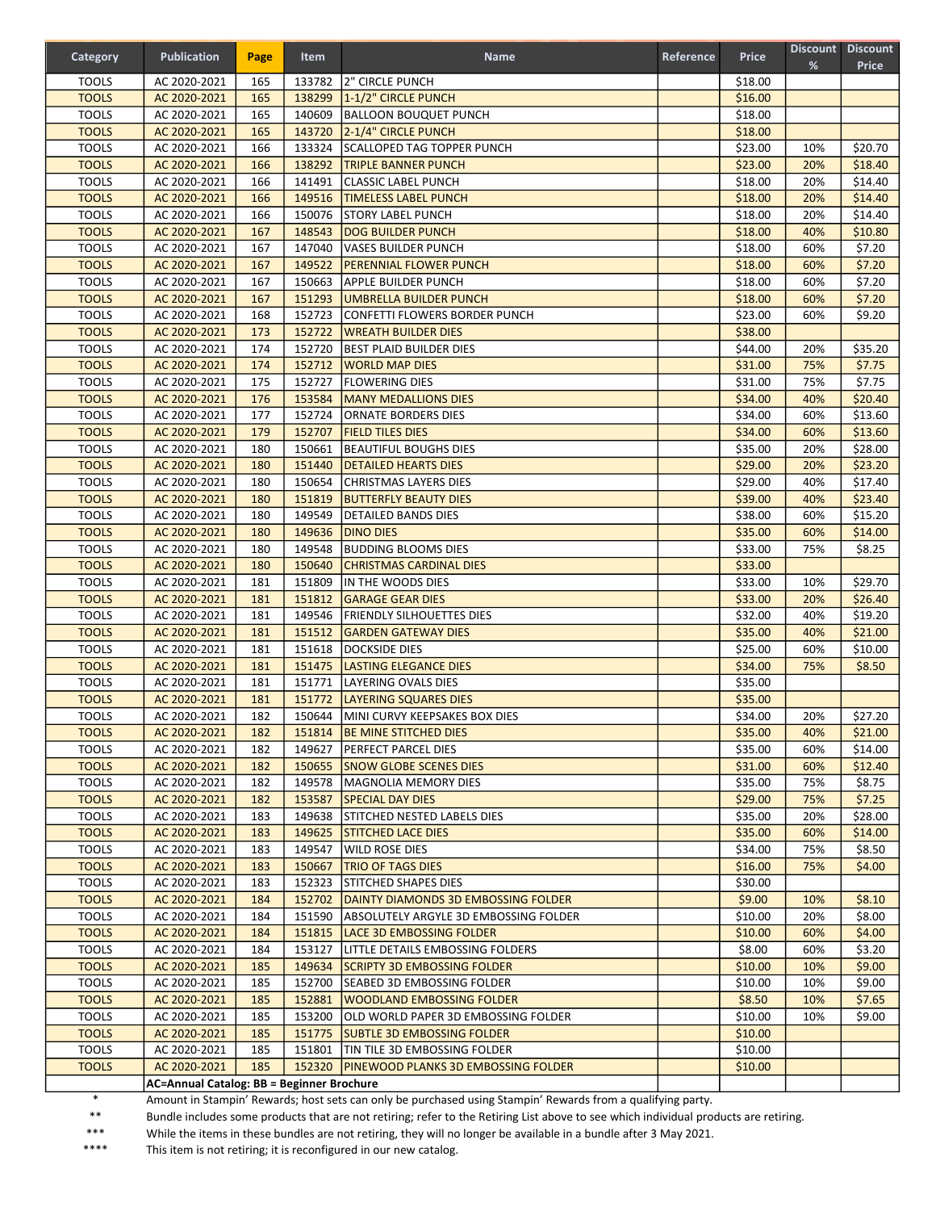| Category | Publication | Page | Item | Name | Reference | Price | Discount % | Discount Price |
|---|---|---|---|---|---|---|---|---|
| TOOLS | AC 2020-2021 | 165 | 133782 | 2" CIRCLE PUNCH | | $18.00 | | |
| TOOLS | AC 2020-2021 | 165 | 138299 | 1-1/2" CIRCLE PUNCH | | $16.00 | | |
| TOOLS | AC 2020-2021 | 165 | 140609 | BALLOON BOUQUET PUNCH | | $18.00 | | |
| TOOLS | AC 2020-2021 | 165 | 143720 | 2-1/4" CIRCLE PUNCH | | $18.00 | | |
| TOOLS | AC 2020-2021 | 166 | 133324 | SCALLOPED TAG TOPPER PUNCH | | $23.00 | 10% | $20.70 |
| TOOLS | AC 2020-2021 | 166 | 138292 | TRIPLE BANNER PUNCH | | $23.00 | 20% | $18.40 |
| TOOLS | AC 2020-2021 | 166 | 141491 | CLASSIC LABEL PUNCH | | $18.00 | 20% | $14.40 |
| TOOLS | AC 2020-2021 | 166 | 149516 | TIMELESS LABEL PUNCH | | $18.00 | 20% | $14.40 |
| TOOLS | AC 2020-2021 | 166 | 150076 | STORY LABEL PUNCH | | $18.00 | 20% | $14.40 |
| TOOLS | AC 2020-2021 | 167 | 148543 | DOG BUILDER PUNCH | | $18.00 | 40% | $10.80 |
| TOOLS | AC 2020-2021 | 167 | 147040 | VASES BUILDER PUNCH | | $18.00 | 60% | $7.20 |
| TOOLS | AC 2020-2021 | 167 | 149522 | PERENNIAL FLOWER PUNCH | | $18.00 | 60% | $7.20 |
| TOOLS | AC 2020-2021 | 167 | 150663 | APPLE BUILDER PUNCH | | $18.00 | 60% | $7.20 |
| TOOLS | AC 2020-2021 | 167 | 151293 | UMBRELLA BUILDER PUNCH | | $18.00 | 60% | $7.20 |
| TOOLS | AC 2020-2021 | 168 | 152723 | CONFETTI FLOWERS BORDER PUNCH | | $23.00 | 60% | $9.20 |
| TOOLS | AC 2020-2021 | 173 | 152722 | WREATH BUILDER DIES | | $38.00 | | |
| TOOLS | AC 2020-2021 | 174 | 152720 | BEST PLAID BUILDER DIES | | $44.00 | 20% | $35.20 |
| TOOLS | AC 2020-2021 | 174 | 152712 | WORLD MAP DIES | | $31.00 | 75% | $7.75 |
| TOOLS | AC 2020-2021 | 175 | 152727 | FLOWERING DIES | | $31.00 | 75% | $7.75 |
| TOOLS | AC 2020-2021 | 176 | 153584 | MANY MEDALLIONS DIES | | $34.00 | 40% | $20.40 |
| TOOLS | AC 2020-2021 | 177 | 152724 | ORNATE BORDERS DIES | | $34.00 | 60% | $13.60 |
| TOOLS | AC 2020-2021 | 179 | 152707 | FIELD TILES DIES | | $34.00 | 60% | $13.60 |
| TOOLS | AC 2020-2021 | 180 | 150661 | BEAUTIFUL BOUGHS DIES | | $35.00 | 20% | $28.00 |
| TOOLS | AC 2020-2021 | 180 | 151440 | DETAILED HEARTS DIES | | $29.00 | 20% | $23.20 |
| TOOLS | AC 2020-2021 | 180 | 150654 | CHRISTMAS LAYERS DIES | | $29.00 | 40% | $17.40 |
| TOOLS | AC 2020-2021 | 180 | 151819 | BUTTERFLY BEAUTY DIES | | $39.00 | 40% | $23.40 |
| TOOLS | AC 2020-2021 | 180 | 149549 | DETAILED BANDS DIES | | $38.00 | 60% | $15.20 |
| TOOLS | AC 2020-2021 | 180 | 149636 | DINO DIES | | $35.00 | 60% | $14.00 |
| TOOLS | AC 2020-2021 | 180 | 149548 | BUDDING BLOOMS DIES | | $33.00 | 75% | $8.25 |
| TOOLS | AC 2020-2021 | 180 | 150640 | CHRISTMAS CARDINAL DIES | | $33.00 | | |
| TOOLS | AC 2020-2021 | 181 | 151809 | IN THE WOODS DIES | | $33.00 | 10% | $29.70 |
| TOOLS | AC 2020-2021 | 181 | 151812 | GARAGE GEAR DIES | | $33.00 | 20% | $26.40 |
| TOOLS | AC 2020-2021 | 181 | 149546 | FRIENDLY SILHOUETTES DIES | | $32.00 | 40% | $19.20 |
| TOOLS | AC 2020-2021 | 181 | 151512 | GARDEN GATEWAY DIES | | $35.00 | 40% | $21.00 |
| TOOLS | AC 2020-2021 | 181 | 151618 | DOCKSIDE DIES | | $25.00 | 60% | $10.00 |
| TOOLS | AC 2020-2021 | 181 | 151475 | LASTING ELEGANCE DIES | | $34.00 | 75% | $8.50 |
| TOOLS | AC 2020-2021 | 181 | 151771 | LAYERING OVALS DIES | | $35.00 | | |
| TOOLS | AC 2020-2021 | 181 | 151772 | LAYERING SQUARES DIES | | $35.00 | | |
| TOOLS | AC 2020-2021 | 182 | 150644 | MINI CURVY KEEPSAKES BOX DIES | | $34.00 | 20% | $27.20 |
| TOOLS | AC 2020-2021 | 182 | 151814 | BE MINE STITCHED DIES | | $35.00 | 40% | $21.00 |
| TOOLS | AC 2020-2021 | 182 | 149627 | PERFECT PARCEL DIES | | $35.00 | 60% | $14.00 |
| TOOLS | AC 2020-2021 | 182 | 150655 | SNOW GLOBE SCENES DIES | | $31.00 | 60% | $12.40 |
| TOOLS | AC 2020-2021 | 182 | 149578 | MAGNOLIA MEMORY DIES | | $35.00 | 75% | $8.75 |
| TOOLS | AC 2020-2021 | 182 | 153587 | SPECIAL DAY DIES | | $29.00 | 75% | $7.25 |
| TOOLS | AC 2020-2021 | 183 | 149638 | STITCHED NESTED LABELS DIES | | $35.00 | 20% | $28.00 |
| TOOLS | AC 2020-2021 | 183 | 149625 | STITCHED LACE DIES | | $35.00 | 60% | $14.00 |
| TOOLS | AC 2020-2021 | 183 | 149547 | WILD ROSE DIES | | $34.00 | 75% | $8.50 |
| TOOLS | AC 2020-2021 | 183 | 150667 | TRIO OF TAGS DIES | | $16.00 | 75% | $4.00 |
| TOOLS | AC 2020-2021 | 183 | 152323 | STITCHED SHAPES DIES | | $30.00 | | |
| TOOLS | AC 2020-2021 | 184 | 152702 | DAINTY DIAMONDS 3D EMBOSSING FOLDER | | $9.00 | 10% | $8.10 |
| TOOLS | AC 2020-2021 | 184 | 151590 | ABSOLUTELY ARGYLE 3D EMBOSSING FOLDER | | $10.00 | 20% | $8.00 |
| TOOLS | AC 2020-2021 | 184 | 151815 | LACE 3D EMBOSSING FOLDER | | $10.00 | 60% | $4.00 |
| TOOLS | AC 2020-2021 | 184 | 153127 | LITTLE DETAILS EMBOSSING FOLDERS | | $8.00 | 60% | $3.20 |
| TOOLS | AC 2020-2021 | 185 | 149634 | SCRIPTY 3D EMBOSSING FOLDER | | $10.00 | 10% | $9.00 |
| TOOLS | AC 2020-2021 | 185 | 152700 | SEABED 3D EMBOSSING FOLDER | | $10.00 | 10% | $9.00 |
| TOOLS | AC 2020-2021 | 185 | 152881 | WOODLAND EMBOSSING FOLDER | | $8.50 | 10% | $7.65 |
| TOOLS | AC 2020-2021 | 185 | 153200 | OLD WORLD PAPER 3D EMBOSSING FOLDER | | $10.00 | 10% | $9.00 |
| TOOLS | AC 2020-2021 | 185 | 151775 | SUBTLE 3D EMBOSSING FOLDER | | $10.00 | | |
| TOOLS | AC 2020-2021 | 185 | 151801 | TIN TILE 3D EMBOSSING FOLDER | | $10.00 | | |
| TOOLS | AC 2020-2021 | 185 | 152320 | PINEWOOD PLANKS 3D EMBOSSING FOLDER | | $10.00 | | |
| | **AC=Annual Catalog: BB = Beginner Brochure** | | | | | | | |

\* Amount in Stampin' Rewards; host sets can only be purchased using Stampin' Rewards from a qualifying party.

** Bundle includes some products that are not retiring; refer to the Retiring List above to see which individual products are retiring.

*** While the items in these bundles are not retiring, they will no longer be available in a bundle after 3 May 2021.

**** This item is not retiring; it is reconfigured in our new catalog.